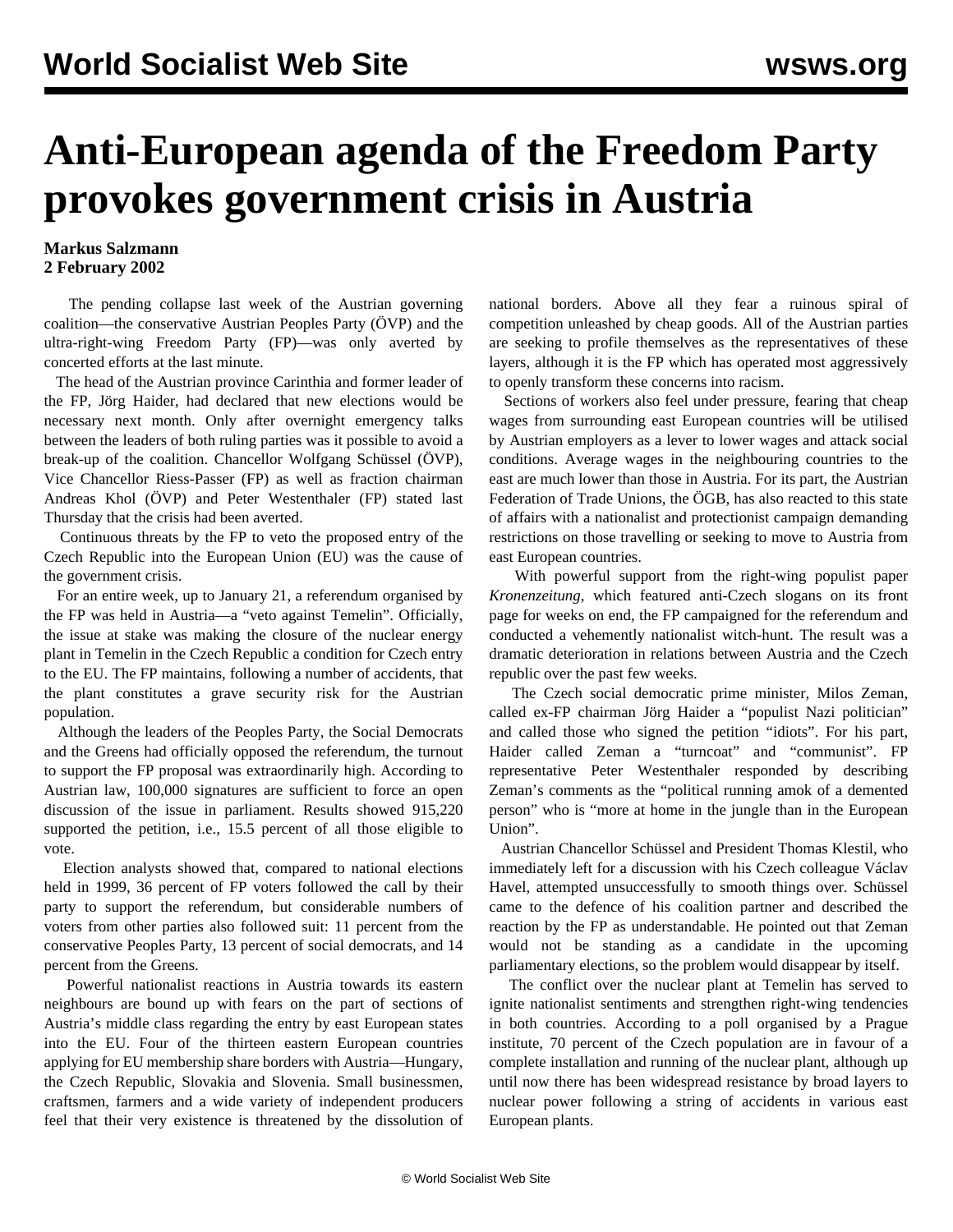# Anti-European agenda of the Freedom Party provokes government crisis in Austria

**Markus Salzmann**
**2 February 2002**

The pending collapse last week of the Austrian governing coalition—the conservative Austrian Peoples Party (ÖVP) and the ultra-right-wing Freedom Party (FP)—was only averted by concerted efforts at the last minute.

The head of the Austrian province Carinthia and former leader of the FP, Jörg Haider, had declared that new elections would be necessary next month. Only after overnight emergency talks between the leaders of both ruling parties was it possible to avoid a break-up of the coalition. Chancellor Wolfgang Schüssel (ÖVP), Vice Chancellor Riess-Passer (FP) as well as fraction chairman Andreas Khol (ÖVP) and Peter Westenthaler (FP) stated last Thursday that the crisis had been averted.

Continuous threats by the FP to veto the proposed entry of the Czech Republic into the European Union (EU) was the cause of the government crisis.

For an entire week, up to January 21, a referendum organised by the FP was held in Austria—a "veto against Temelin". Officially, the issue at stake was making the closure of the nuclear energy plant in Temelin in the Czech Republic a condition for Czech entry to the EU. The FP maintains, following a number of accidents, that the plant constitutes a grave security risk for the Austrian population.

Although the leaders of the Peoples Party, the Social Democrats and the Greens had officially opposed the referendum, the turnout to support the FP proposal was extraordinarily high. According to Austrian law, 100,000 signatures are sufficient to force an open discussion of the issue in parliament. Results showed 915,220 supported the petition, i.e., 15.5 percent of all those eligible to vote.

Election analysts showed that, compared to national elections held in 1999, 36 percent of FP voters followed the call by their party to support the referendum, but considerable numbers of voters from other parties also followed suit: 11 percent from the conservative Peoples Party, 13 percent of social democrats, and 14 percent from the Greens.

Powerful nationalist reactions in Austria towards its eastern neighbours are bound up with fears on the part of sections of Austria's middle class regarding the entry by east European states into the EU. Four of the thirteen eastern European countries applying for EU membership share borders with Austria—Hungary, the Czech Republic, Slovakia and Slovenia. Small businessmen, craftsmen, farmers and a wide variety of independent producers feel that their very existence is threatened by the dissolution of national borders. Above all they fear a ruinous spiral of competition unleashed by cheap goods. All of the Austrian parties are seeking to profile themselves as the representatives of these layers, although it is the FP which has operated most aggressively to openly transform these concerns into racism.

Sections of workers also feel under pressure, fearing that cheap wages from surrounding east European countries will be utilised by Austrian employers as a lever to lower wages and attack social conditions. Average wages in the neighbouring countries to the east are much lower than those in Austria. For its part, the Austrian Federation of Trade Unions, the ÖGB, has also reacted to this state of affairs with a nationalist and protectionist campaign demanding restrictions on those travelling or seeking to move to Austria from east European countries.

With powerful support from the right-wing populist paper *Kronenzeitung*, which featured anti-Czech slogans on its front page for weeks on end, the FP campaigned for the referendum and conducted a vehemently nationalist witch-hunt. The result was a dramatic deterioration in relations between Austria and the Czech republic over the past few weeks.

The Czech social democratic prime minister, Milos Zeman, called ex-FP chairman Jörg Haider a "populist Nazi politician" and called those who signed the petition "idiots". For his part, Haider called Zeman a "turncoat" and "communist". FP representative Peter Westenthaler responded by describing Zeman's comments as the "political running amok of a demented person" who is "more at home in the jungle than in the European Union".

Austrian Chancellor Schüssel and President Thomas Klestil, who immediately left for a discussion with his Czech colleague Václav Havel, attempted unsuccessfully to smooth things over. Schüssel came to the defence of his coalition partner and described the reaction by the FP as understandable. He pointed out that Zeman would not be standing as a candidate in the upcoming parliamentary elections, so the problem would disappear by itself.

The conflict over the nuclear plant at Temelin has served to ignite nationalist sentiments and strengthen right-wing tendencies in both countries. According to a poll organised by a Prague institute, 70 percent of the Czech population are in favour of a complete installation and running of the nuclear plant, although up until now there has been widespread resistance by broad layers to nuclear power following a string of accidents in various east European plants.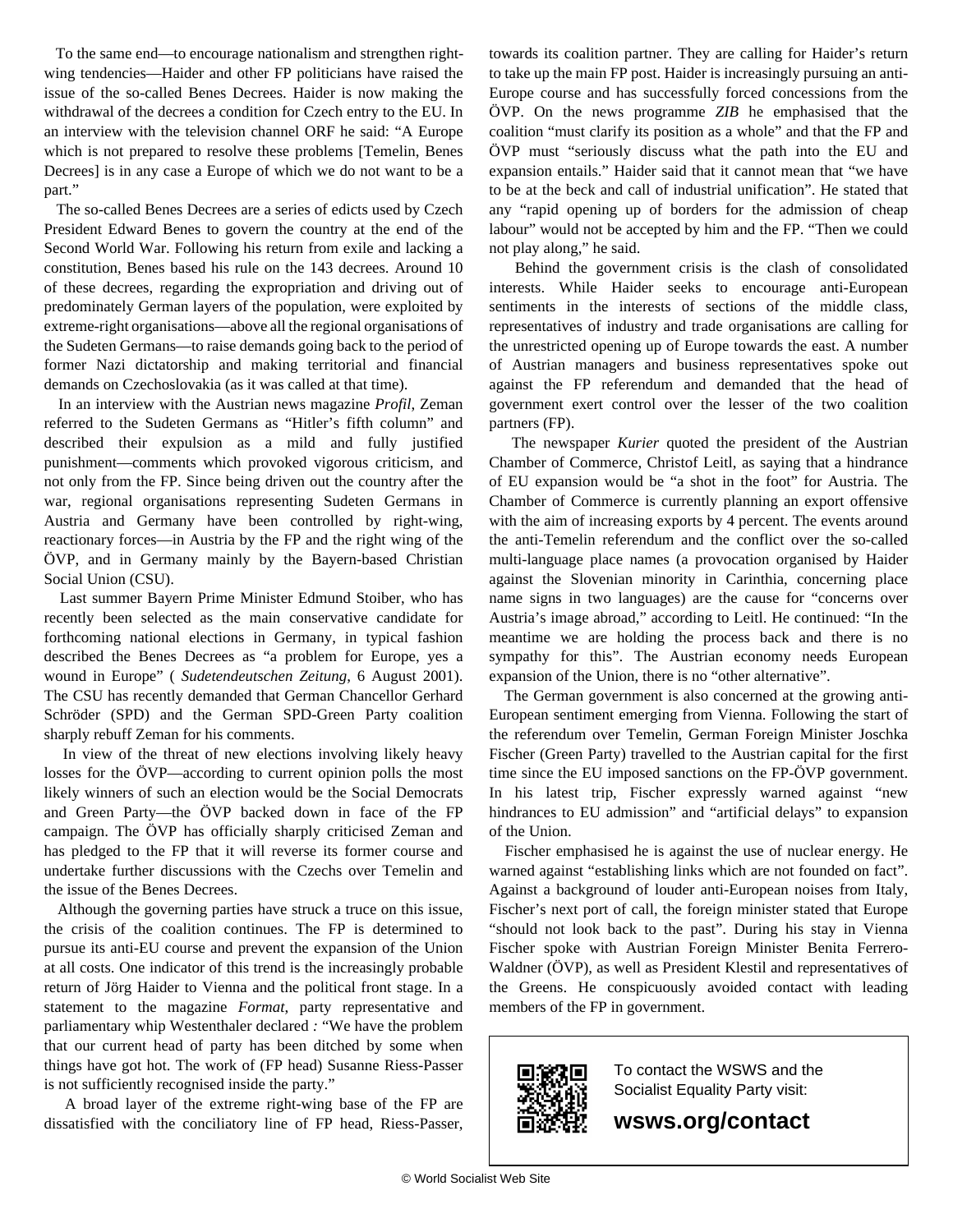To the same end—to encourage nationalism and strengthen right-wing tendencies—Haider and other FP politicians have raised the issue of the so-called Benes Decrees. Haider is now making the withdrawal of the decrees a condition for Czech entry to the EU. In an interview with the television channel ORF he said: "A Europe which is not prepared to resolve these problems [Temelin, Benes Decrees] is in any case a Europe of which we do not want to be a part."

The so-called Benes Decrees are a series of edicts used by Czech President Edward Benes to govern the country at the end of the Second World War. Following his return from exile and lacking a constitution, Benes based his rule on the 143 decrees. Around 10 of these decrees, regarding the expropriation and driving out of predominately German layers of the population, were exploited by extreme-right organisations—above all the regional organisations of the Sudeten Germans—to raise demands going back to the period of former Nazi dictatorship and making territorial and financial demands on Czechoslovakia (as it was called at that time).

In an interview with the Austrian news magazine *Profil*, Zeman referred to the Sudeten Germans as "Hitler's fifth column" and described their expulsion as a mild and fully justified punishment—comments which provoked vigorous criticism, and not only from the FP. Since being driven out the country after the war, regional organisations representing Sudeten Germans in Austria and Germany have been controlled by right-wing, reactionary forces—in Austria by the FP and the right wing of the ÖVP, and in Germany mainly by the Bayern-based Christian Social Union (CSU).

Last summer Bayern Prime Minister Edmund Stoiber, who has recently been selected as the main conservative candidate for forthcoming national elections in Germany, in typical fashion described the Benes Decrees as "a problem for Europe, yes a wound in Europe" ( *Sudetendeutschen Zeitung*, 6 August 2001). The CSU has recently demanded that German Chancellor Gerhard Schröder (SPD) and the German SPD-Green Party coalition sharply rebuff Zeman for his comments.

In view of the threat of new elections involving likely heavy losses for the ÖVP—according to current opinion polls the most likely winners of such an election would be the Social Democrats and Green Party—the ÖVP backed down in face of the FP campaign. The ÖVP has officially sharply criticised Zeman and has pledged to the FP that it will reverse its former course and undertake further discussions with the Czechs over Temelin and the issue of the Benes Decrees.

Although the governing parties have struck a truce on this issue, the crisis of the coalition continues. The FP is determined to pursue its anti-EU course and prevent the expansion of the Union at all costs. One indicator of this trend is the increasingly probable return of Jörg Haider to Vienna and the political front stage. In a statement to the magazine *Format*, party representative and parliamentary whip Westenthaler declared *:* "We have the problem that our current head of party has been ditched by some when things have got hot. The work of (FP head) Susanne Riess-Passer is not sufficiently recognised inside the party."

A broad layer of the extreme right-wing base of the FP are dissatisfied with the conciliatory line of FP head, Riess-Passer, towards its coalition partner. They are calling for Haider's return to take up the main FP post. Haider is increasingly pursuing an anti-Europe course and has successfully forced concessions from the ÖVP. On the news programme *ZIB* he emphasised that the coalition "must clarify its position as a whole" and that the FP and ÖVP must "seriously discuss what the path into the EU and expansion entails." Haider said that it cannot mean that "we have to be at the beck and call of industrial unification". He stated that any "rapid opening up of borders for the admission of cheap labour" would not be accepted by him and the FP. "Then we could not play along," he said.

Behind the government crisis is the clash of consolidated interests. While Haider seeks to encourage anti-European sentiments in the interests of sections of the middle class, representatives of industry and trade organisations are calling for the unrestricted opening up of Europe towards the east. A number of Austrian managers and business representatives spoke out against the FP referendum and demanded that the head of government exert control over the lesser of the two coalition partners (FP).

The newspaper *Kurier* quoted the president of the Austrian Chamber of Commerce, Christof Leitl, as saying that a hindrance of EU expansion would be "a shot in the foot" for Austria. The Chamber of Commerce is currently planning an export offensive with the aim of increasing exports by 4 percent. The events around the anti-Temelin referendum and the conflict over the so-called multi-language place names (a provocation organised by Haider against the Slovenian minority in Carinthia, concerning place name signs in two languages) are the cause for "concerns over Austria's image abroad," according to Leitl. He continued: "In the meantime we are holding the process back and there is no sympathy for this". The Austrian economy needs European expansion of the Union, there is no "other alternative".

The German government is also concerned at the growing anti-European sentiment emerging from Vienna. Following the start of the referendum over Temelin, German Foreign Minister Joschka Fischer (Green Party) travelled to the Austrian capital for the first time since the EU imposed sanctions on the FP-ÖVP government. In his latest trip, Fischer expressly warned against "new hindrances to EU admission" and "artificial delays" to expansion of the Union.

Fischer emphasised he is against the use of nuclear energy. He warned against "establishing links which are not founded on fact". Against a background of louder anti-European noises from Italy, Fischer's next port of call, the foreign minister stated that Europe "should not look back to the past". During his stay in Vienna Fischer spoke with Austrian Foreign Minister Benita Ferrero-Waldner (ÖVP), as well as President Klestil and representatives of the Greens. He conspicuously avoided contact with leading members of the FP in government.

To contact the WSWS and the Socialist Equality Party visit:

**wsws.org/contact**